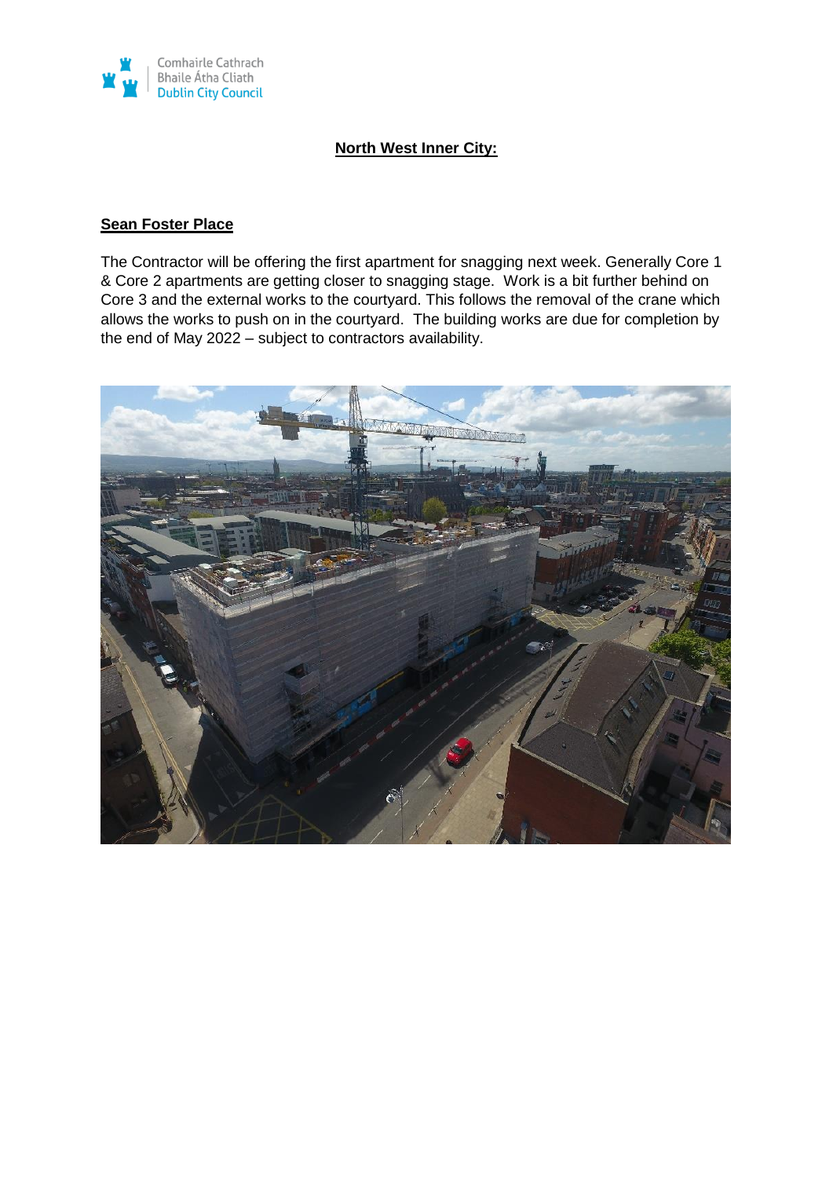## North West Inner City:

### Sean Foster Place

The Contractor will be offering the first apartment for snagging next week. Generally Core 1 & Core 2 apartments are getting closer to snagging stage. Work is a bit further behind on Core 3 and the external works to the courtyard. This follows the removal of the crane which allows the works to push on in the courtyard. The building works are due for completion by the end of May 2022 – subject to contractors availability.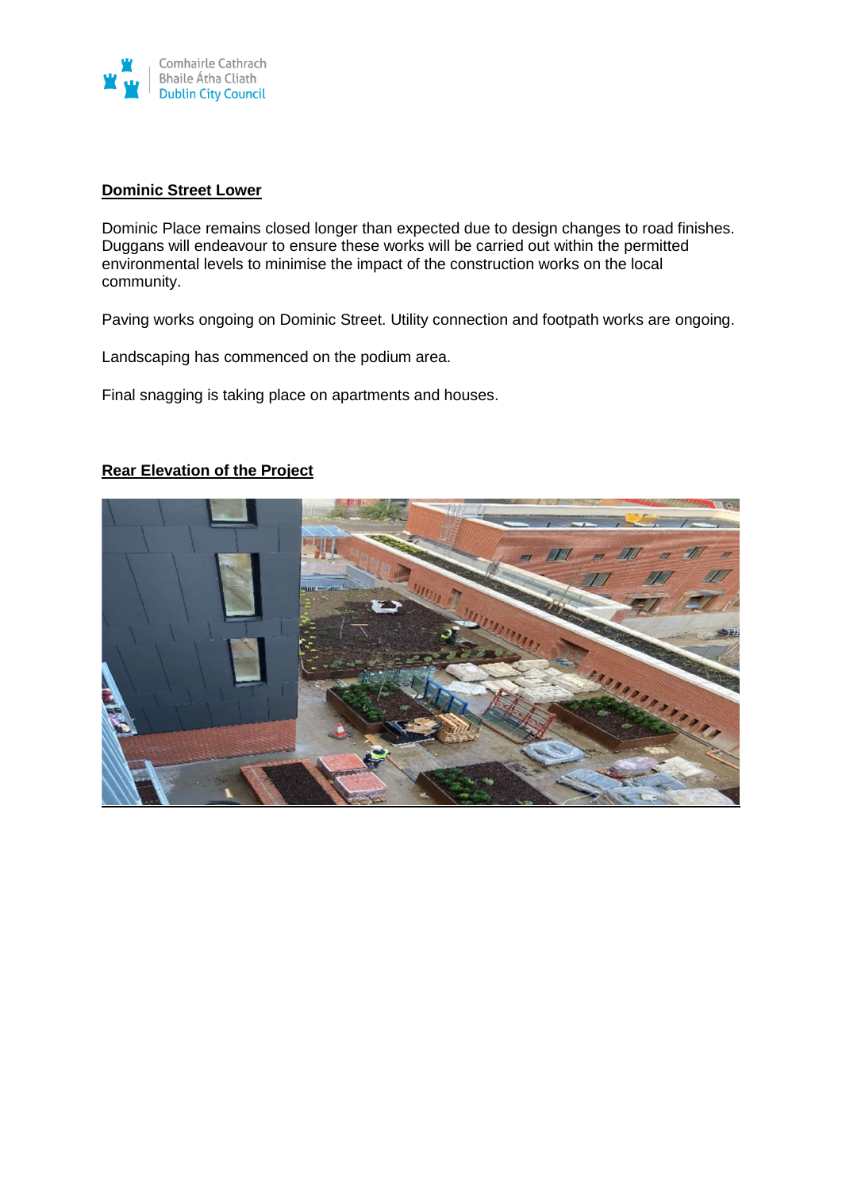## Dominic Street Lower

Dominic Place remains closed longer than expected due to design changes to road finishes. Duggans will endeavour to ensure these works will be carried out within the permitted environmental levels to minimise the impact of the construction works on the local community.

Paving works ongoing on Dominic Street. Utility connection and footpath works are ongoing.

Landscaping has commenced on the podium area.

Final snagging is taking place on apartments and houses.

## Rear Elevation of the Project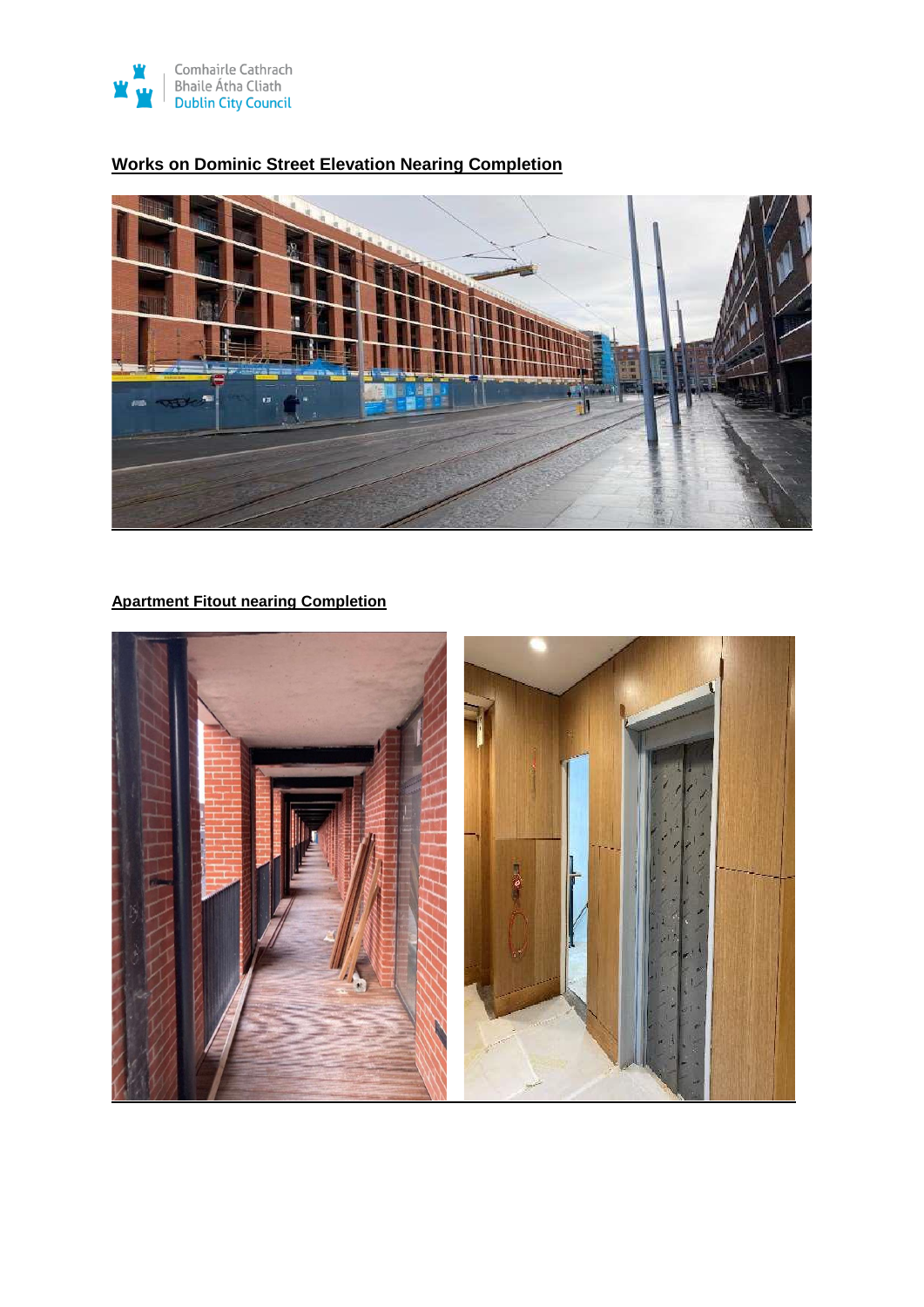## Works on Dominic Street Elevation Nearing Completion

## Apartment Fitout nearing Completion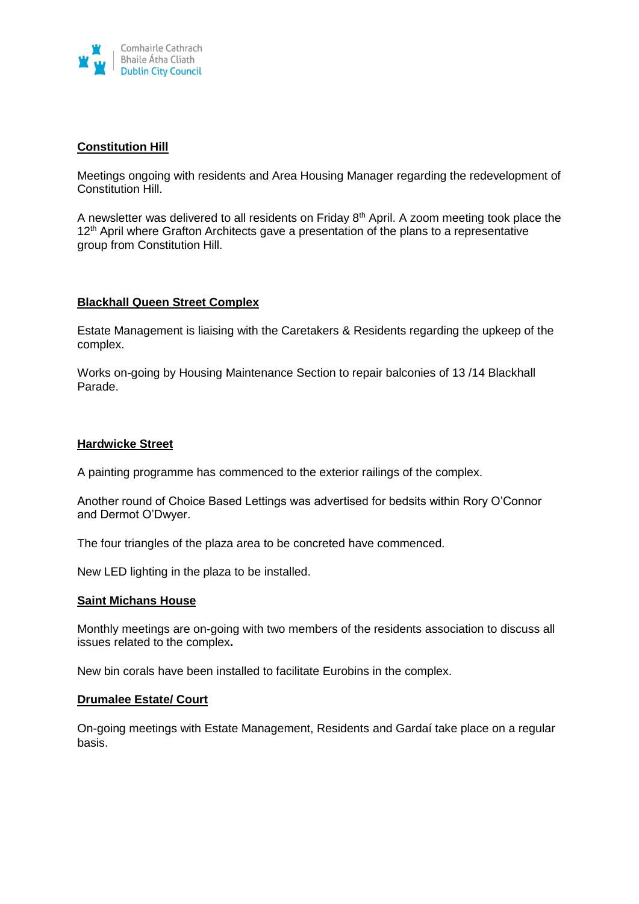**Constitution Hill**

Meetings ongoing with residents and Area Housing Manager regarding the redevelopment of Constitution Hill.

A newsletter was delivered to all residents on Friday 8th April. A zoom meeting took place the 12th April where Grafton Architects gave a presentation of the plans to a representative group from Constitution Hill.

**Blackhall Queen Street Complex**

Estate Management is liaising with the Caretakers & Residents regarding the upkeep of the complex.

Works on-going by Housing Maintenance Section to repair balconies of 13 /14 Blackhall Parade.

**Hardwicke Street**

A painting programme has commenced to the exterior railings of the complex.

Another round of Choice Based Lettings was advertised for bedsits within Rory O'Connor and Dermot O'Dwyer.

The four triangles of the plaza area to be concreted have commenced.

New LED lighting in the plaza to be installed.

**Saint Michans House**

Monthly meetings are on-going with two members of the residents association to discuss all issues related to the complex.

New bin corals have been installed to facilitate Eurobins in the complex.

**Drumalee Estate/ Court**

On-going meetings with Estate Management, Residents and Gardaí take place on a regular basis.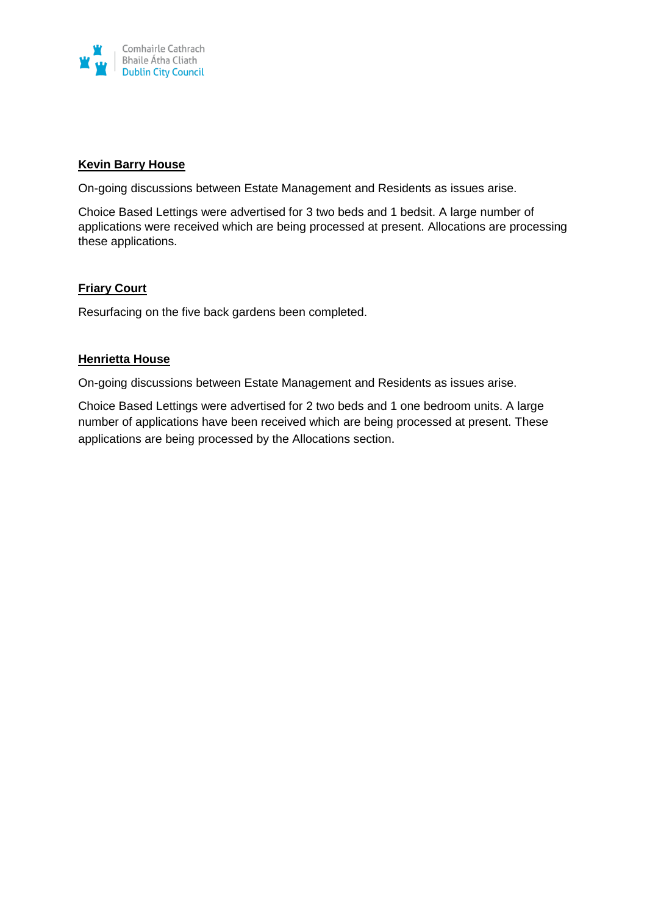**Kevin Barry House**

On-going discussions between Estate Management and Residents as issues arise.

Choice Based Lettings were advertised for 3 two beds and 1 bedsit. A large number of applications were received which are being processed at present. Allocations are processing these applications.

**Friary Court**

Resurfacing on the five back gardens been completed.

**Henrietta House**

On-going discussions between Estate Management and Residents as issues arise.

Choice Based Lettings were advertised for 2 two beds and 1 one bedroom units. A large number of applications have been received which are being processed at present. These applications are being processed by the Allocations section.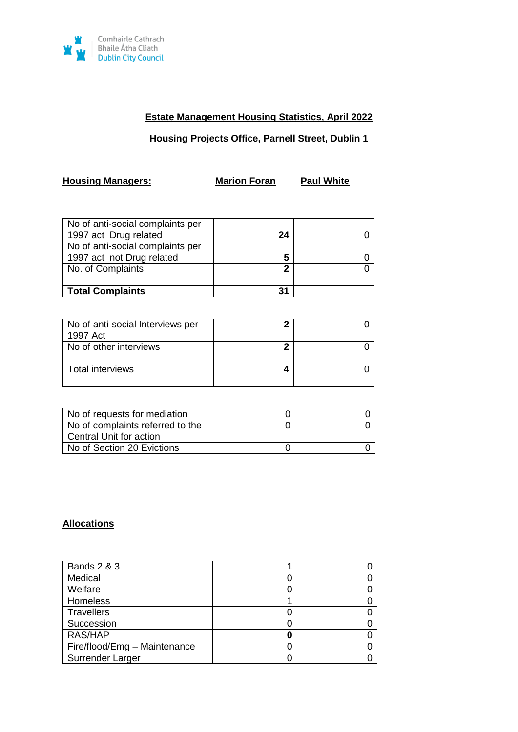Comhairle Cathrach Bhaile Átha Cliath
Dublin City Council

## Estate Management Housing Statistics, April 2022

**Housing Projects Office, Parnell Street, Dublin 1**

| **Housing Managers:** | **Marion Foran** | **Paul White** |
|---|---|---|
| No of anti-social complaints per 1997 act Drug related | **24** | 0 |
| No of anti-social complaints per 1997 act not Drug related | **5** | 0 |
| No. of Complaints | **2** | 0 |
| **Total Complaints** | **31** | |

| | | |
|---|---|---|
| No of anti-social Interviews per 1997 Act | **2** | 0 |
| No of other interviews | **2** | 0 |
| Total interviews | **4** | 0 |
| | | |

| | | |
|---|---|---|
| No of requests for mediation | 0 | 0 |
| No of complaints referred to the Central Unit for action | 0 | 0 |
| No of Section 20 Evictions | 0 | 0 |

**Allocations**

| | | |
|---|---|---|
| Bands 2 & 3 | **1** | 0 |
| Medical | 0 | 0 |
| Welfare | 0 | 0 |
| Homeless | 1 | 0 |
| Travellers | 0 | 0 |
| Succession | 0 | 0 |
| RAS/HAP | **0** | 0 |
| Fire/flood/Emg – Maintenance | 0 | 0 |
| Surrender Larger | 0 | 0 |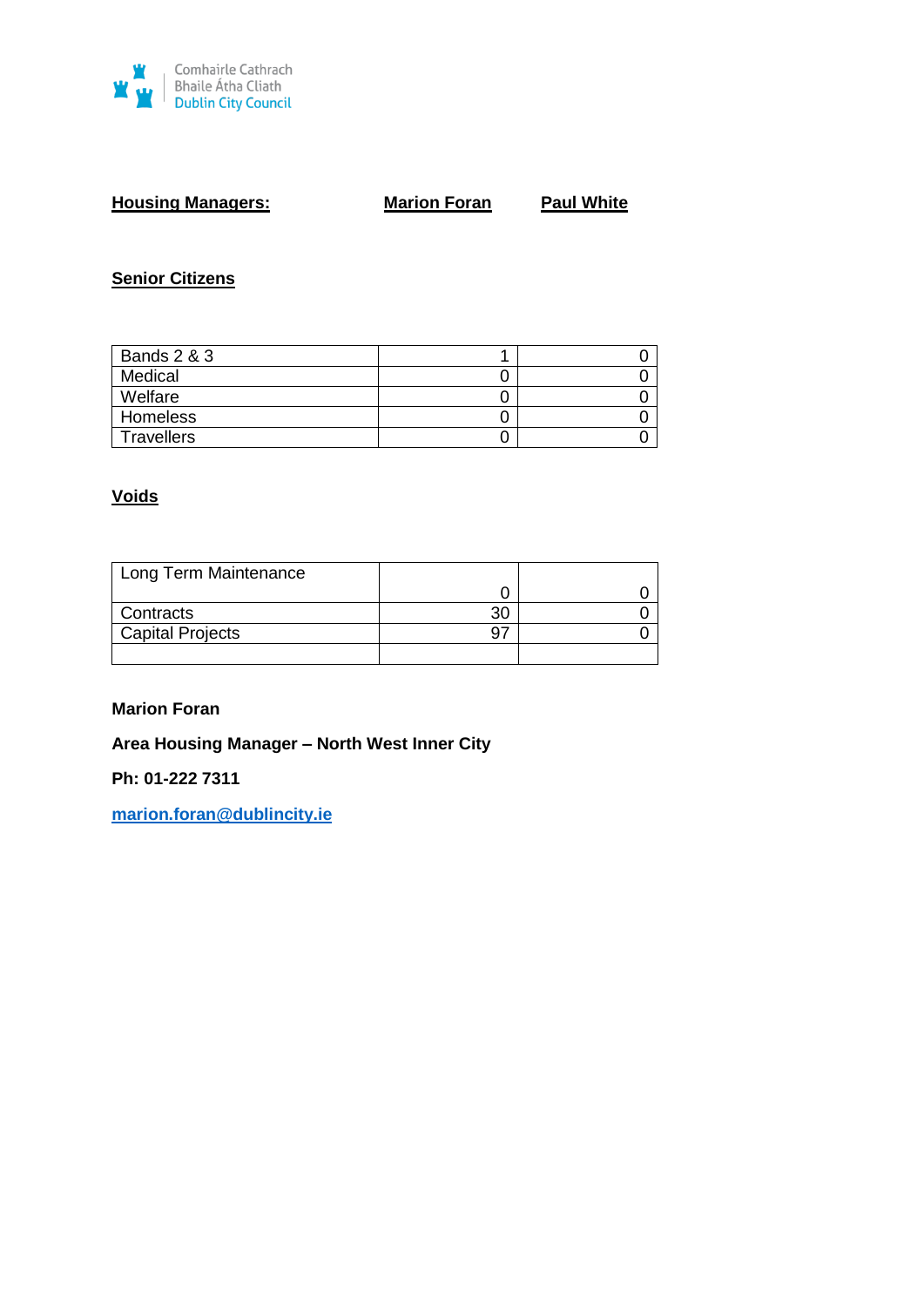Comhairle Cathrach Bhaile Átha Cliath Dublin City Council

**Housing Managers:** **Marion Foran** **Paul White**

**Senior Citizens**

| | | |
|---|---|---|
| Bands 2 & 3 | 1 | 0 |
| Medical | 0 | 0 |
| Welfare | 0 | 0 |
| Homeless | 0 | 0 |
| Travellers | 0 | 0 |

**Voids**

| | | |
|---|---|---|
| Long Term Maintenance | 0 | 0 |
| Contracts | 30 | 0 |
| Capital Projects | 97 | 0 |
| | | |

**Marion Foran**

**Area Housing Manager – North West Inner City**

**Ph: 01-222 7311**

**marion.foran@dublincity.ie**